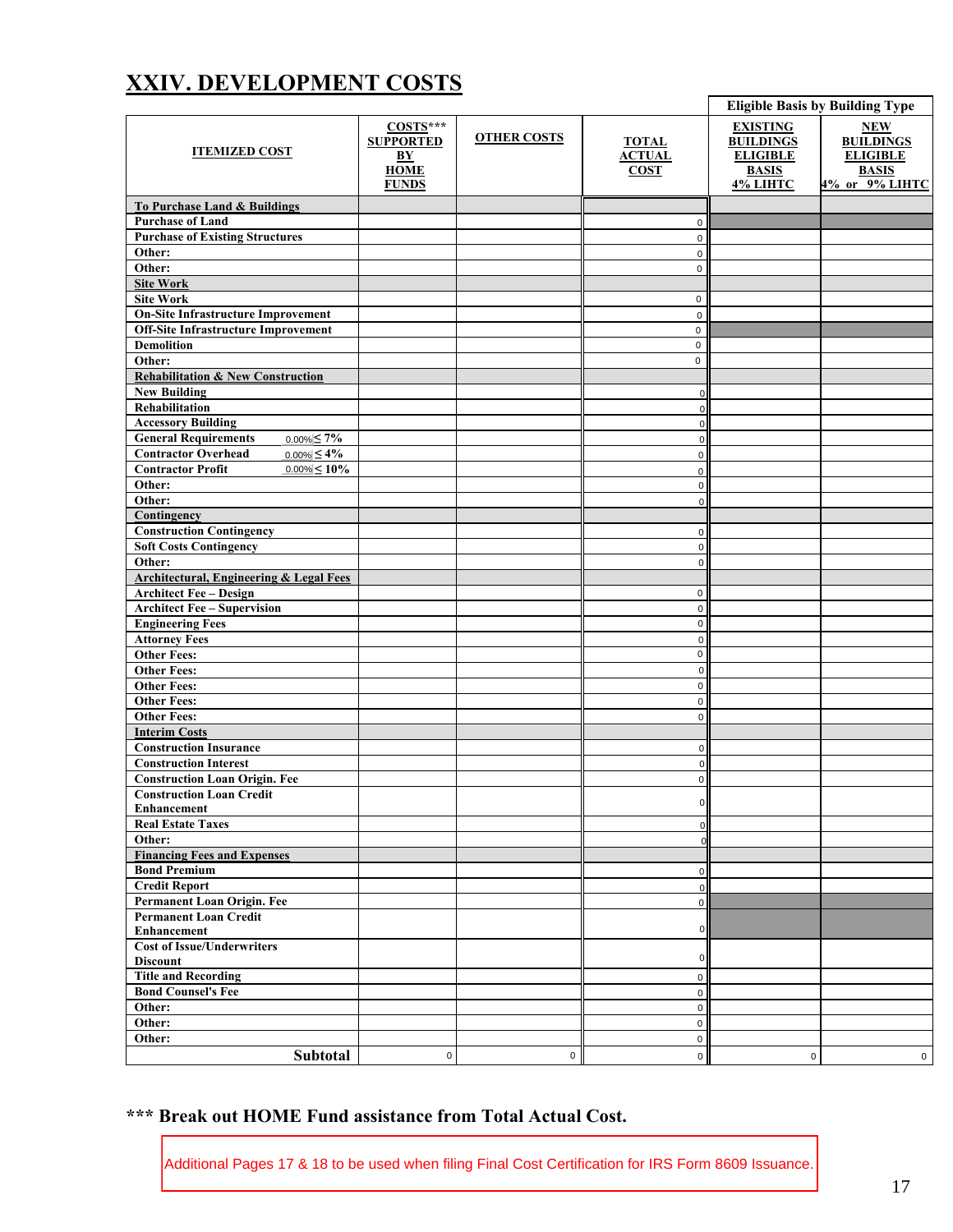# XXIV. DEVELOPMENT COSTS

| ITEMIZED COST | COSTS*** SUPPORTED BY HOME FUNDS | OTHER COSTS | TOTAL ACTUAL COST | Eligible Basis by Building Type: EXISTING BUILDINGS ELIGIBLE BASIS 4% LIHTC | NEW BUILDINGS ELIGIBLE BASIS 4% or 9% LIHTC |
|---|---|---|---|---|---|
| **To Purchase Land & Buildings** | | | | | |
| Purchase of Land | | | 0 | | |
| Purchase of Existing Structures | | | 0 | | |
| Other: | | | 0 | | |
| Other: | | | 0 | | |
| **Site Work** | | | | | |
| Site Work | | | 0 | | |
| On-Site Infrastructure Improvement | | | 0 | | |
| Off-Site Infrastructure Improvement | | | 0 | | |
| Demolition | | | 0 | | |
| Other: | | | 0 | | |
| **Rehabilitation & New Construction** | | | | | |
| New Building | | | 0 | | |
| Rehabilitation | | | 0 | | |
| Accessory Building | | | 0 | | |
| General Requirements 0.00% ≤ 7% | | | 0 | | |
| Contractor Overhead 0.00% ≤ 4% | | | 0 | | |
| Contractor Profit 0.00% ≤ 10% | | | 0 | | |
| Other: | | | 0 | | |
| Other: | | | 0 | | |
| **Contingency** | | | | | |
| Construction Contingency | | | 0 | | |
| Soft Costs Contingency | | | 0 | | |
| Other: | | | 0 | | |
| **Architectural, Engineering & Legal Fees** | | | | | |
| Architect Fee – Design | | | 0 | | |
| Architect Fee – Supervision | | | 0 | | |
| Engineering Fees | | | 0 | | |
| Attorney Fees | | | 0 | | |
| Other Fees: | | | 0 | | |
| Other Fees: | | | 0 | | |
| Other Fees: | | | 0 | | |
| Other Fees: | | | 0 | | |
| Other Fees: | | | 0 | | |
| **Interim Costs** | | | | | |
| Construction Insurance | | | 0 | | |
| Construction Interest | | | 0 | | |
| Construction Loan Origin. Fee | | | 0 | | |
| Construction Loan Credit Enhancement | | | 0 | | |
| Real Estate Taxes | | | 0 | | |
| Other: | | | 0 | | |
| **Financing Fees and Expenses** | | | | | |
| Bond Premium | | | 0 | | |
| Credit Report | | | 0 | | |
| Permanent Loan Origin. Fee | | | 0 | | |
| Permanent Loan Credit Enhancement | | | 0 | | |
| Cost of Issue/Underwriters Discount | | | 0 | | |
| Title and Recording | | | 0 | | |
| Bond Counsel's Fee | | | 0 | | |
| Other: | | | 0 | | |
| Other: | | | 0 | | |
| Other: | | | 0 | | |
| **Subtotal** | 0 | 0 | 0 | 0 | 0 |

**\*\*\* Break out HOME Fund assistance from Total Actual Cost.**

Additional Pages 17 & 18 to be used when filing Final Cost Certification for IRS Form 8609 Issuance.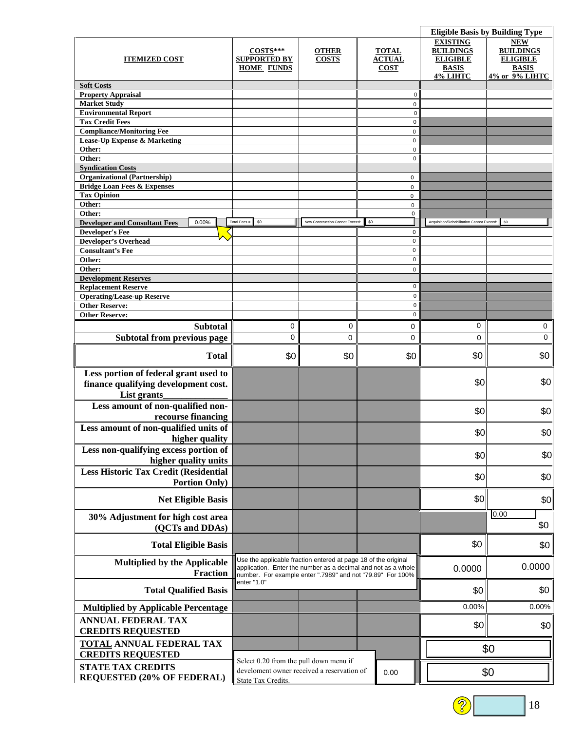| ITEMIZED COST | COSTS*** SUPPORTED BY HOME FUNDS | OTHER COSTS | TOTAL ACTUAL COST | Eligible Basis by Building Type: EXISTING BUILDINGS ELIGIBLE BASIS 4% LIHTC | NEW BUILDINGS ELIGIBLE BASIS 4% or 9% LIHTC |
|---|---|---|---|---|---|
| **Soft Costs** | | | | | |
| Property Appraisal | | | 0 | | |
| Market Study | | | 0 | | |
| Environmental Report | | | 0 | | |
| Tax Credit Fees | | | 0 | | |
| Compliance/Monitoring Fee | | | 0 | | |
| Lease-Up Expense & Marketing | | | 0 | | |
| Other: | | | 0 | | |
| Other: | | | 0 | | |
| **Syndication Costs** | | | | | |
| Organizational (Partnership) | | | 0 | | |
| Bridge Loan Fees & Expenses | | | 0 | | |
| Tax Opinion | | | 0 | | |
| Other: | | | 0 | | |
| Other: | | | 0 | | |
| **Developer and Consultant Fees** 0.00% | Total Fees = $0 | New Construction Cannot Exceed: | $0 | Acquisition/Rehabilitation Cannot Exceed: $0 | |
| Developer's Fee | | | 0 | | |
| Developer's Overhead | | | 0 | | |
| Consultant's Fee | | | 0 | | |
| Other: | | | 0 | | |
| Other: | | | 0 | | |
| **Development Reserves** | | | | | |
| Replacement Reserve | | | 0 | | |
| Operating/Lease-up Reserve | | | 0 | | |
| Other Reserve: | | | 0 | | |
| Other Reserve: | | | 0 | | |
| **Subtotal** | 0 | 0 | 0 | 0 | 0 |
| **Subtotal from previous page** | 0 | 0 | 0 | 0 | 0 |
| **Total** | $0 | $0 | $0 | $0 | $0 |
| **Less portion of federal grant used to finance qualifying development cost. List grants_____________** | | | | $0 | $0 |
| **Less amount of non-qualified non-recourse financing** | | | | $0 | $0 |
| **Less amount of non-qualified units of higher quality** | | | | $0 | $0 |
| **Less non-qualifying excess portion of higher quality units** | | | | $0 | $0 |
| **Less Historic Tax Credit (Residential Portion Only)** | | | | $0 | $0 |
| **Net Eligible Basis** | | | | $0 | $0 |
| **30% Adjustment for high cost area (QCTs and DDAs)** | | | | | 0.00 $0 |
| **Total Eligible Basis** | | | | $0 | $0 |
| **Multiplied by the Applicable Fraction** | Use the applicable fraction entered at page 18 of the original application. Enter the number as a decimal and not as a whole number. For example enter ".7989" and not "79.89" For 100% enter "1.0" | | | 0.0000 | 0.0000 |
| **Total Qualified Basis** | | | | $0 | $0 |
| **Multiplied by Applicable Percentage** | | | | 0.00% | 0.00% |
| **ANNUAL FEDERAL TAX CREDITS REQUESTED** | | | | $0 | $0 |
| **TOTAL ANNUAL FEDERAL TAX CREDITS REQUESTED** | | | | $0 | |
| **STATE TAX CREDITS REQUESTED (20% OF FEDERAL)** | Select 0.20 from the pull down menu if develoment owner received a reservation of State Tax Credits. | | 0.00 | $0 | |